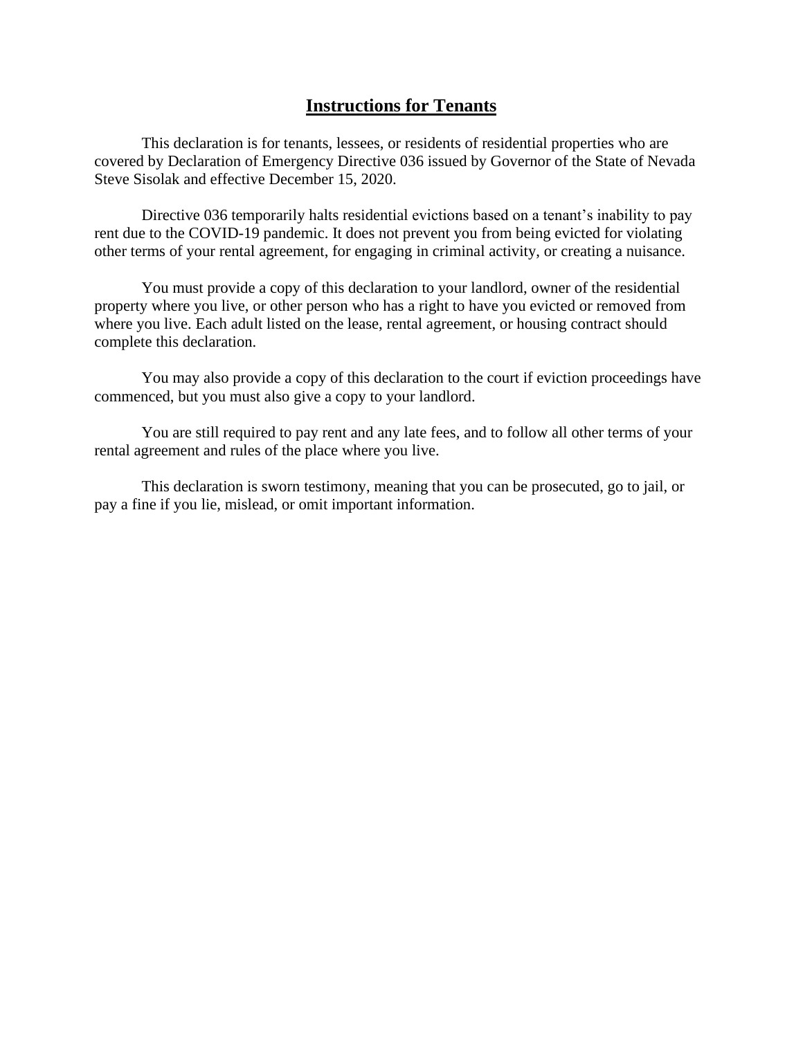## Instructions for Tenants

This declaration is for tenants, lessees, or residents of residential properties who are covered by Declaration of Emergency Directive 036 issued by Governor of the State of Nevada Steve Sisolak and effective December 15, 2020.

Directive 036 temporarily halts residential evictions based on a tenant's inability to pay rent due to the COVID-19 pandemic. It does not prevent you from being evicted for violating other terms of your rental agreement, for engaging in criminal activity, or creating a nuisance.

You must provide a copy of this declaration to your landlord, owner of the residential property where you live, or other person who has a right to have you evicted or removed from where you live. Each adult listed on the lease, rental agreement, or housing contract should complete this declaration.

You may also provide a copy of this declaration to the court if eviction proceedings have commenced, but you must also give a copy to your landlord.

You are still required to pay rent and any late fees, and to follow all other terms of your rental agreement and rules of the place where you live.

This declaration is sworn testimony, meaning that you can be prosecuted, go to jail, or pay a fine if you lie, mislead, or omit important information.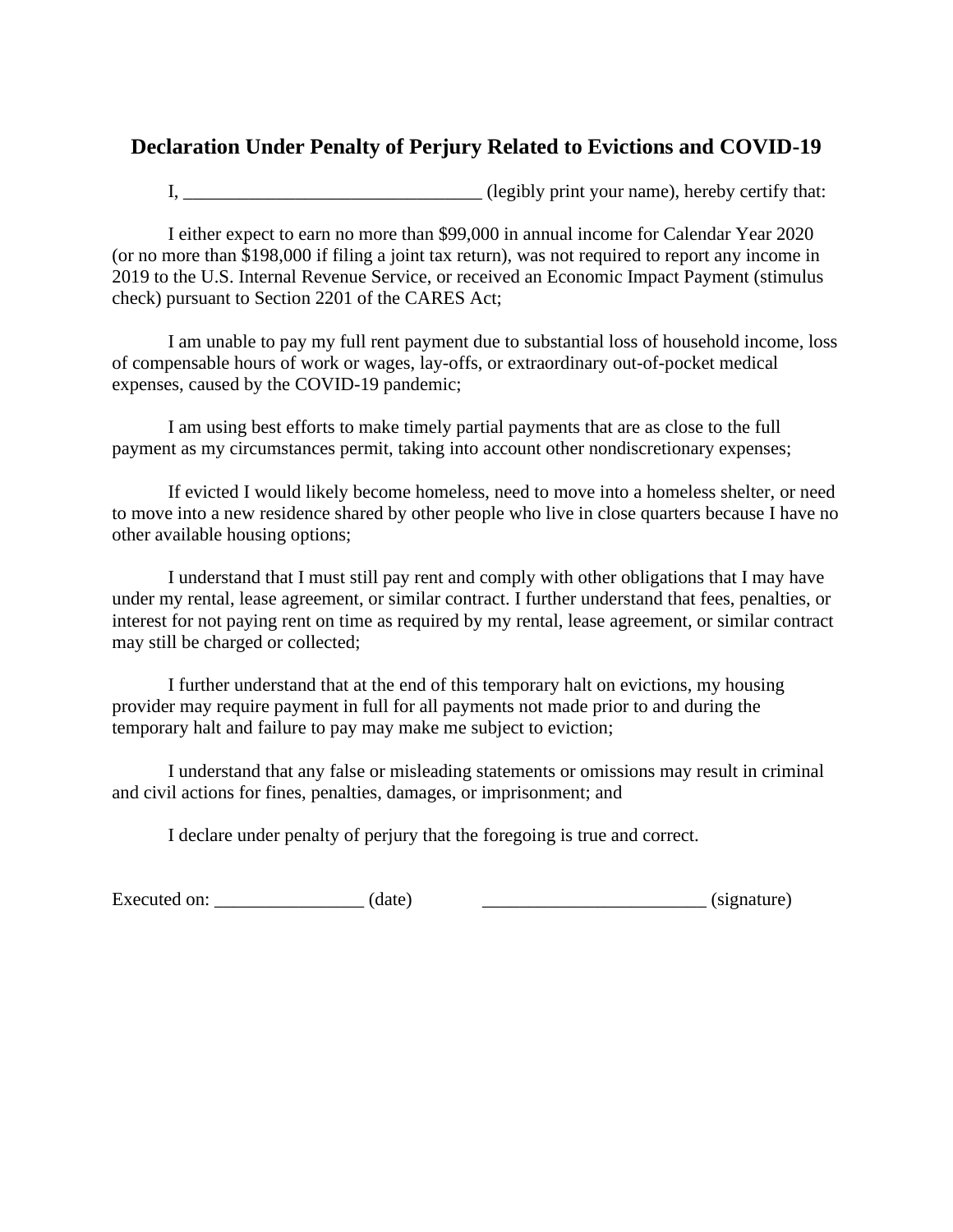## Declaration Under Penalty of Perjury Related to Evictions and COVID-19

I, _______________________________ (legibly print your name), hereby certify that:

I either expect to earn no more than $99,000 in annual income for Calendar Year 2020 (or no more than $198,000 if filing a joint tax return), was not required to report any income in 2019 to the U.S. Internal Revenue Service, or received an Economic Impact Payment (stimulus check) pursuant to Section 2201 of the CARES Act;

I am unable to pay my full rent payment due to substantial loss of household income, loss of compensable hours of work or wages, lay-offs, or extraordinary out-of-pocket medical expenses, caused by the COVID-19 pandemic;

I am using best efforts to make timely partial payments that are as close to the full payment as my circumstances permit, taking into account other nondiscretionary expenses;

If evicted I would likely become homeless, need to move into a homeless shelter, or need to move into a new residence shared by other people who live in close quarters because I have no other available housing options;

I understand that I must still pay rent and comply with other obligations that I may have under my rental, lease agreement, or similar contract. I further understand that fees, penalties, or interest for not paying rent on time as required by my rental, lease agreement, or similar contract may still be charged or collected;

I further understand that at the end of this temporary halt on evictions, my housing provider may require payment in full for all payments not made prior to and during the temporary halt and failure to pay may make me subject to eviction;

I understand that any false or misleading statements or omissions may result in criminal and civil actions for fines, penalties, damages, or imprisonment; and

I declare under penalty of perjury that the foregoing is true and correct.

Executed on: ________________ (date) ________________________ (signature)